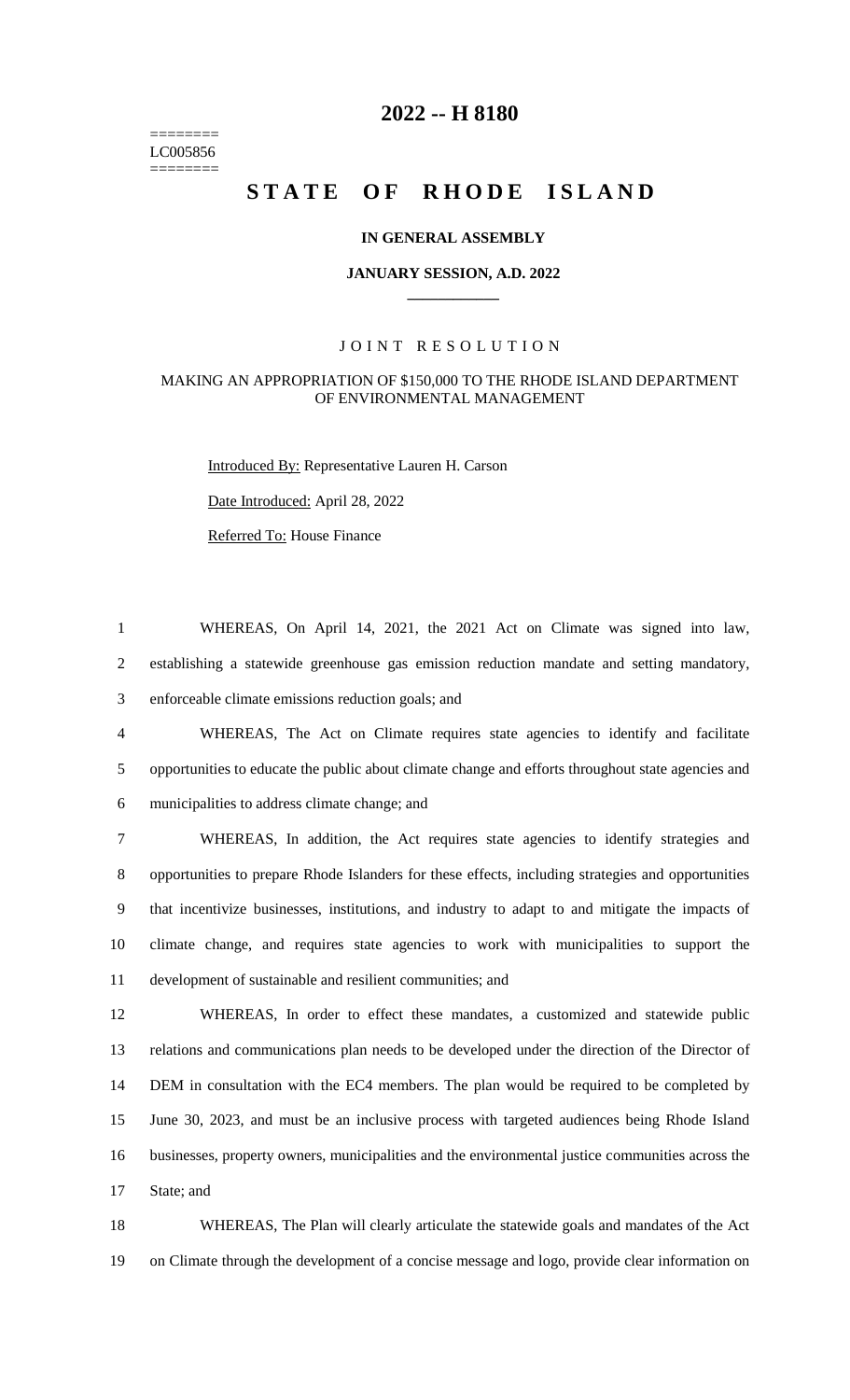========
LC005856
========

# 2022 -- H 8180

# STATE OF RHODE ISLAND

**IN GENERAL ASSEMBLY**

**JANUARY SESSION, A.D. 2022**

JOINT RESOLUTION

MAKING AN APPROPRIATION OF $150,000 TO THE RHODE ISLAND DEPARTMENT OF ENVIRONMENTAL MANAGEMENT

Introduced By: Representative Lauren H. Carson

Date Introduced: April 28, 2022

Referred To: House Finance

WHEREAS, On April 14, 2021, the 2021 Act on Climate was signed into law, establishing a statewide greenhouse gas emission reduction mandate and setting mandatory, enforceable climate emissions reduction goals; and

WHEREAS, The Act on Climate requires state agencies to identify and facilitate opportunities to educate the public about climate change and efforts throughout state agencies and municipalities to address climate change; and

WHEREAS, In addition, the Act requires state agencies to identify strategies and opportunities to prepare Rhode Islanders for these effects, including strategies and opportunities that incentivize businesses, institutions, and industry to adapt to and mitigate the impacts of climate change, and requires state agencies to work with municipalities to support the development of sustainable and resilient communities; and

WHEREAS, In order to effect these mandates, a customized and statewide public relations and communications plan needs to be developed under the direction of the Director of DEM in consultation with the EC4 members. The plan would be required to be completed by June 30, 2023, and must be an inclusive process with targeted audiences being Rhode Island businesses, property owners, municipalities and the environmental justice communities across the State; and

WHEREAS, The Plan will clearly articulate the statewide goals and mandates of the Act on Climate through the development of a concise message and logo, provide clear information on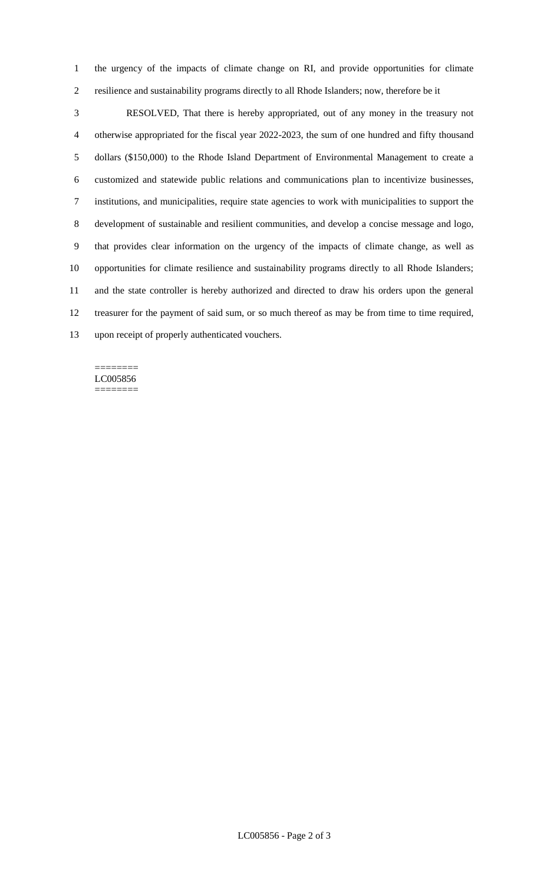the urgency of the impacts of climate change on RI, and provide opportunities for climate resilience and sustainability programs directly to all Rhode Islanders; now, therefore be it

RESOLVED, That there is hereby appropriated, out of any money in the treasury not otherwise appropriated for the fiscal year 2022-2023, the sum of one hundred and fifty thousand dollars ($150,000) to the Rhode Island Department of Environmental Management to create a customized and statewide public relations and communications plan to incentivize businesses, institutions, and municipalities, require state agencies to work with municipalities to support the development of sustainable and resilient communities, and develop a concise message and logo, that provides clear information on the urgency of the impacts of climate change, as well as opportunities for climate resilience and sustainability programs directly to all Rhode Islanders; and the state controller is hereby authorized and directed to draw his orders upon the general treasurer for the payment of said sum, or so much thereof as may be from time to time required, upon receipt of properly authenticated vouchers.

========
LC005856
========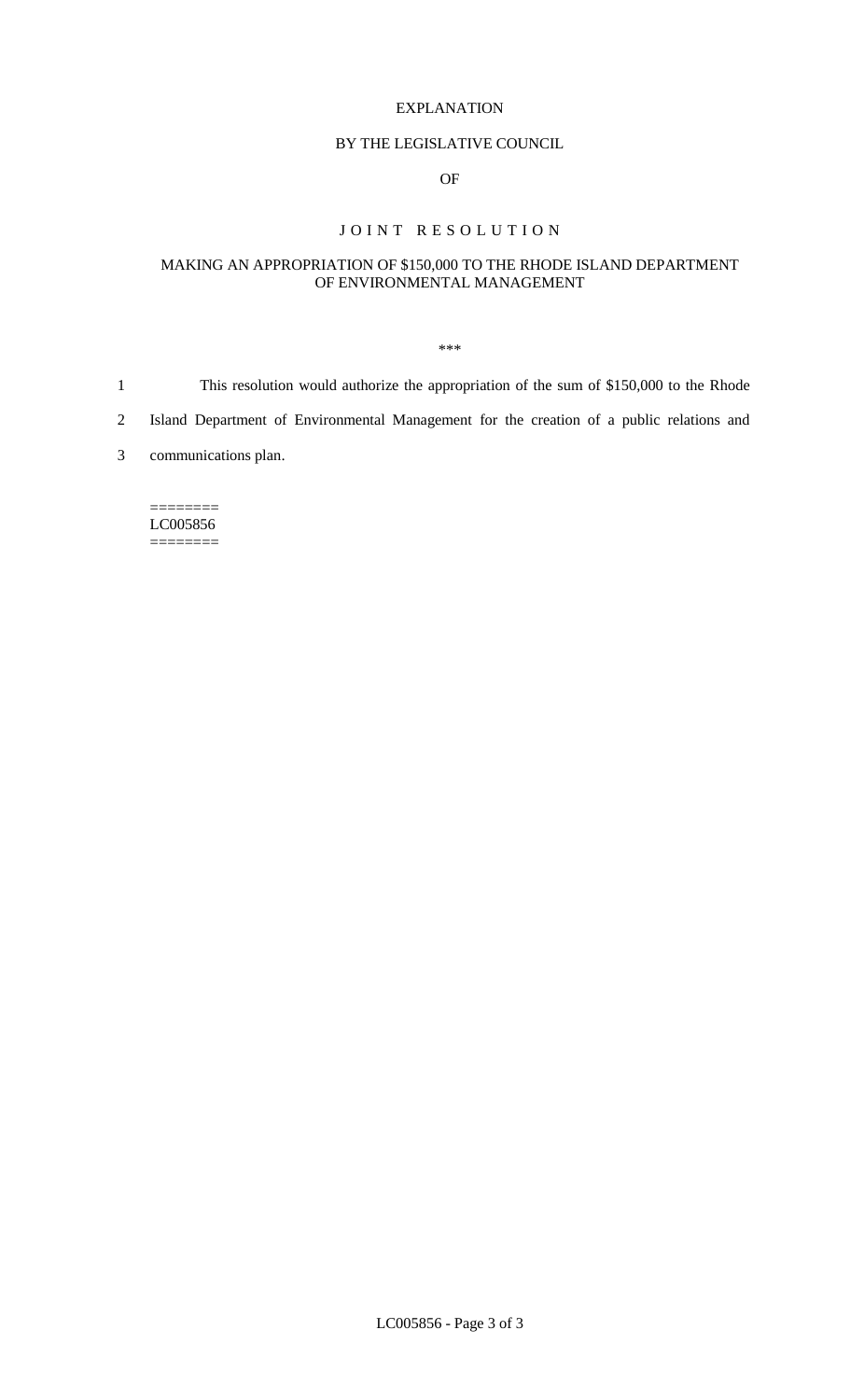EXPLANATION

BY THE LEGISLATIVE COUNCIL

OF

# J O I N T   R E S O L U T I O N

## MAKING AN APPROPRIATION OF $150,000 TO THE RHODE ISLAND DEPARTMENT OF ENVIRONMENTAL MANAGEMENT

***

1 This resolution would authorize the appropriation of the sum of $150,000 to the Rhode
2 Island Department of Environmental Management for the creation of a public relations and
3 communications plan.

========
LC005856
========